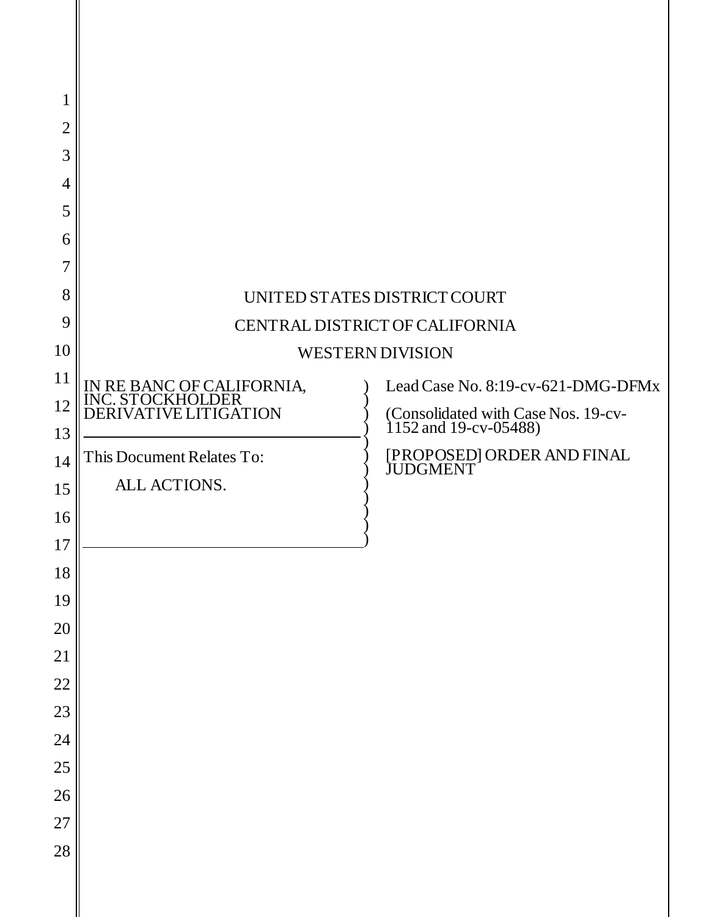UNITED STATES DISTRICT COURT

CENTRAL DISTRICT OF CALIFORNIA

WESTERN DIVISION

| | |
|---|---|
| IN RE BANC OF CALIFORNIA, INC. STOCKHOLDER DERIVATIVE LITIGATION | Lead Case No. 8:19-cv-621-DMG-DFMx |
| | (Consolidated with Case Nos. 19-cv-1152 and 19-cv-05488) |
| This Document Relates To: | [PROPOSED] ORDER AND FINAL JUDGMENT |
| ALL ACTIONS. | |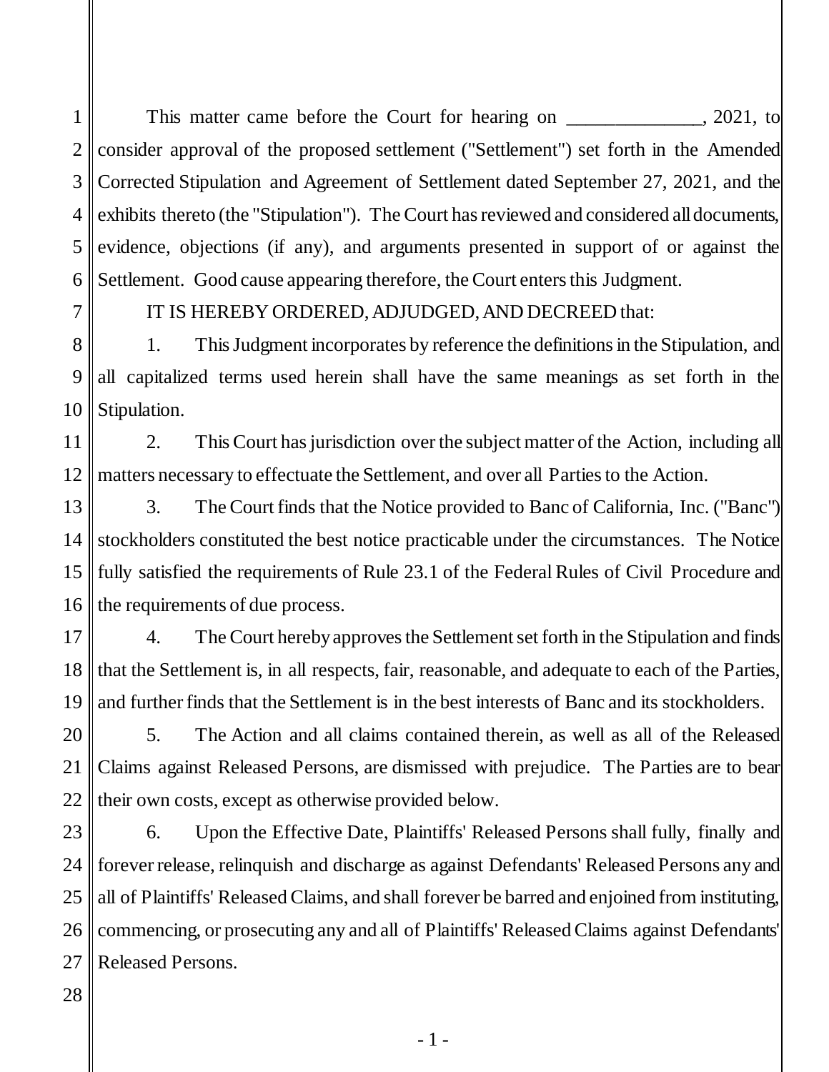This matter came before the Court for hearing on ______________, 2021, to consider approval of the proposed settlement ("Settlement") set forth in the Amended Corrected Stipulation and Agreement of Settlement dated September 27, 2021, and the exhibits thereto (the "Stipulation"). The Court has reviewed and considered all documents, evidence, objections (if any), and arguments presented in support of or against the Settlement. Good cause appearing therefore, the Court enters this Judgment.

IT IS HEREBY ORDERED, ADJUDGED, AND DECREED that:

1. This Judgment incorporates by reference the definitions in the Stipulation, and all capitalized terms used herein shall have the same meanings as set forth in the Stipulation.

2. This Court has jurisdiction over the subject matter of the Action, including all matters necessary to effectuate the Settlement, and over all Parties to the Action.

3. The Court finds that the Notice provided to Banc of California, Inc. ("Banc") stockholders constituted the best notice practicable under the circumstances. The Notice fully satisfied the requirements of Rule 23.1 of the Federal Rules of Civil Procedure and the requirements of due process.

4. The Court hereby approves the Settlement set forth in the Stipulation and finds that the Settlement is, in all respects, fair, reasonable, and adequate to each of the Parties, and further finds that the Settlement is in the best interests of Banc and its stockholders.

5. The Action and all claims contained therein, as well as all of the Released Claims against Released Persons, are dismissed with prejudice. The Parties are to bear their own costs, except as otherwise provided below.

6. Upon the Effective Date, Plaintiffs' Released Persons shall fully, finally and forever release, relinquish and discharge as against Defendants' Released Persons any and all of Plaintiffs' Released Claims, and shall forever be barred and enjoined from instituting, commencing, or prosecuting any and all of Plaintiffs' Released Claims against Defendants' Released Persons.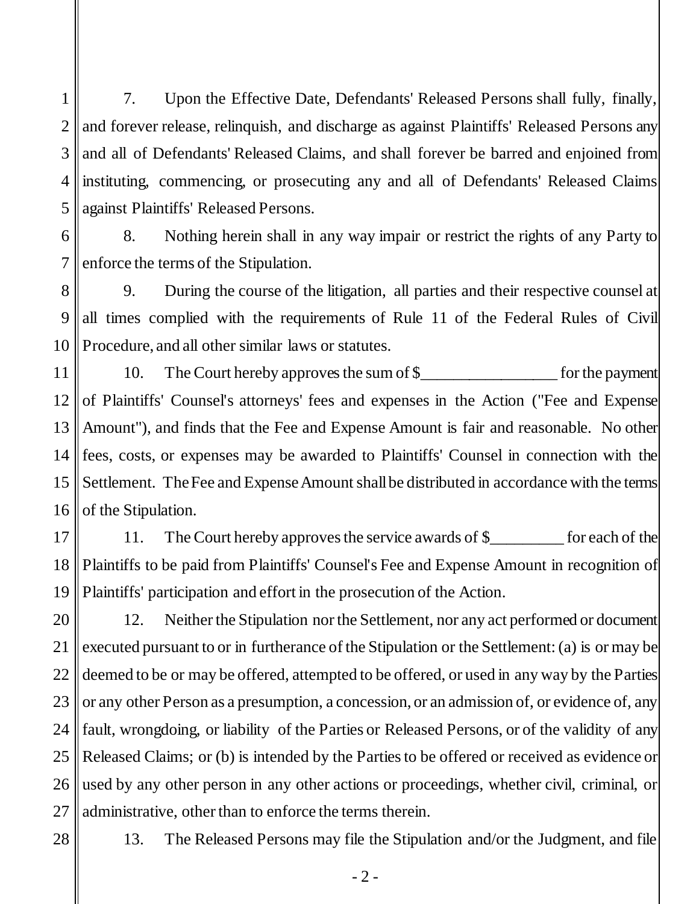7. Upon the Effective Date, Defendants' Released Persons shall fully, finally, and forever release, relinquish, and discharge as against Plaintiffs' Released Persons any and all of Defendants' Released Claims, and shall forever be barred and enjoined from instituting, commencing, or prosecuting any and all of Defendants' Released Claims against Plaintiffs' Released Persons.

8. Nothing herein shall in any way impair or restrict the rights of any Party to enforce the terms of the Stipulation.

9. During the course of the litigation, all parties and their respective counsel at all times complied with the requirements of Rule 11 of the Federal Rules of Civil Procedure, and all other similar laws or statutes.

10. The Court hereby approves the sum of $_________________ for the payment of Plaintiffs' Counsel's attorneys' fees and expenses in the Action ("Fee and Expense Amount"), and finds that the Fee and Expense Amount is fair and reasonable. No other fees, costs, or expenses may be awarded to Plaintiffs' Counsel in connection with the Settlement. The Fee and Expense Amount shall be distributed in accordance with the terms of the Stipulation.

11. The Court hereby approves the service awards of $_________ for each of the Plaintiffs to be paid from Plaintiffs' Counsel's Fee and Expense Amount in recognition of Plaintiffs' participation and effort in the prosecution of the Action.

12. Neither the Stipulation nor the Settlement, nor any act performed or document executed pursuant to or in furtherance of the Stipulation or the Settlement: (a) is or may be deemed to be or may be offered, attempted to be offered, or used in any way by the Parties or any other Person as a presumption, a concession, or an admission of, or evidence of, any fault, wrongdoing, or liability of the Parties or Released Persons, or of the validity of any Released Claims; or (b) is intended by the Parties to be offered or received as evidence or used by any other person in any other actions or proceedings, whether civil, criminal, or administrative, other than to enforce the terms therein.

13. The Released Persons may file the Stipulation and/or the Judgment, and file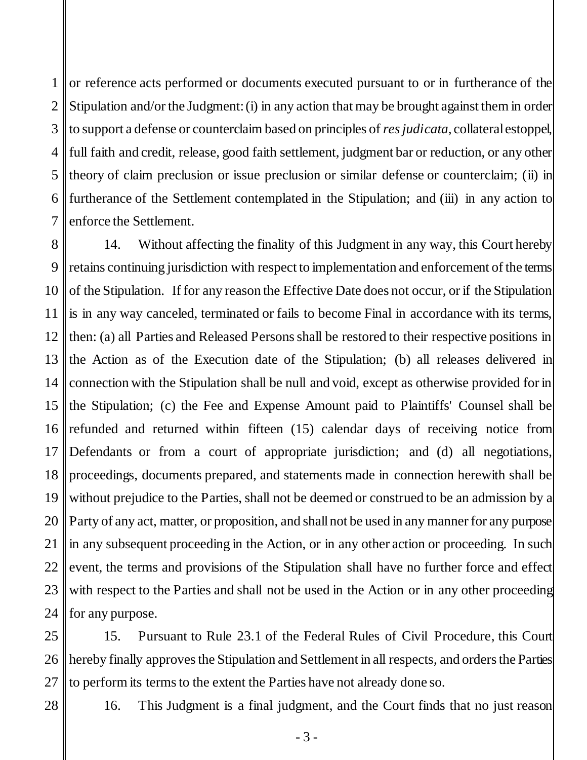or reference acts performed or documents executed pursuant to or in furtherance of the Stipulation and/or the Judgment: (i) in any action that may be brought against them in order to support a defense or counterclaim based on principles of *res judicata*, collateral estoppel, full faith and credit, release, good faith settlement, judgment bar or reduction, or any other theory of claim preclusion or issue preclusion or similar defense or counterclaim; (ii) in furtherance of the Settlement contemplated in the Stipulation; and (iii) in any action to enforce the Settlement.

14. Without affecting the finality of this Judgment in any way, this Court hereby retains continuing jurisdiction with respect to implementation and enforcement of the terms of the Stipulation. If for any reason the Effective Date does not occur, or if the Stipulation is in any way canceled, terminated or fails to become Final in accordance with its terms, then: (a) all Parties and Released Persons shall be restored to their respective positions in the Action as of the Execution date of the Stipulation; (b) all releases delivered in connection with the Stipulation shall be null and void, except as otherwise provided for in the Stipulation; (c) the Fee and Expense Amount paid to Plaintiffs' Counsel shall be refunded and returned within fifteen (15) calendar days of receiving notice from Defendants or from a court of appropriate jurisdiction; and (d) all negotiations, proceedings, documents prepared, and statements made in connection herewith shall be without prejudice to the Parties, shall not be deemed or construed to be an admission by a Party of any act, matter, or proposition, and shall not be used in any manner for any purpose in any subsequent proceeding in the Action, or in any other action or proceeding. In such event, the terms and provisions of the Stipulation shall have no further force and effect with respect to the Parties and shall not be used in the Action or in any other proceeding for any purpose.

15. Pursuant to Rule 23.1 of the Federal Rules of Civil Procedure, this Court hereby finally approves the Stipulation and Settlement in all respects, and orders the Parties to perform its terms to the extent the Parties have not already done so.

16. This Judgment is a final judgment, and the Court finds that no just reason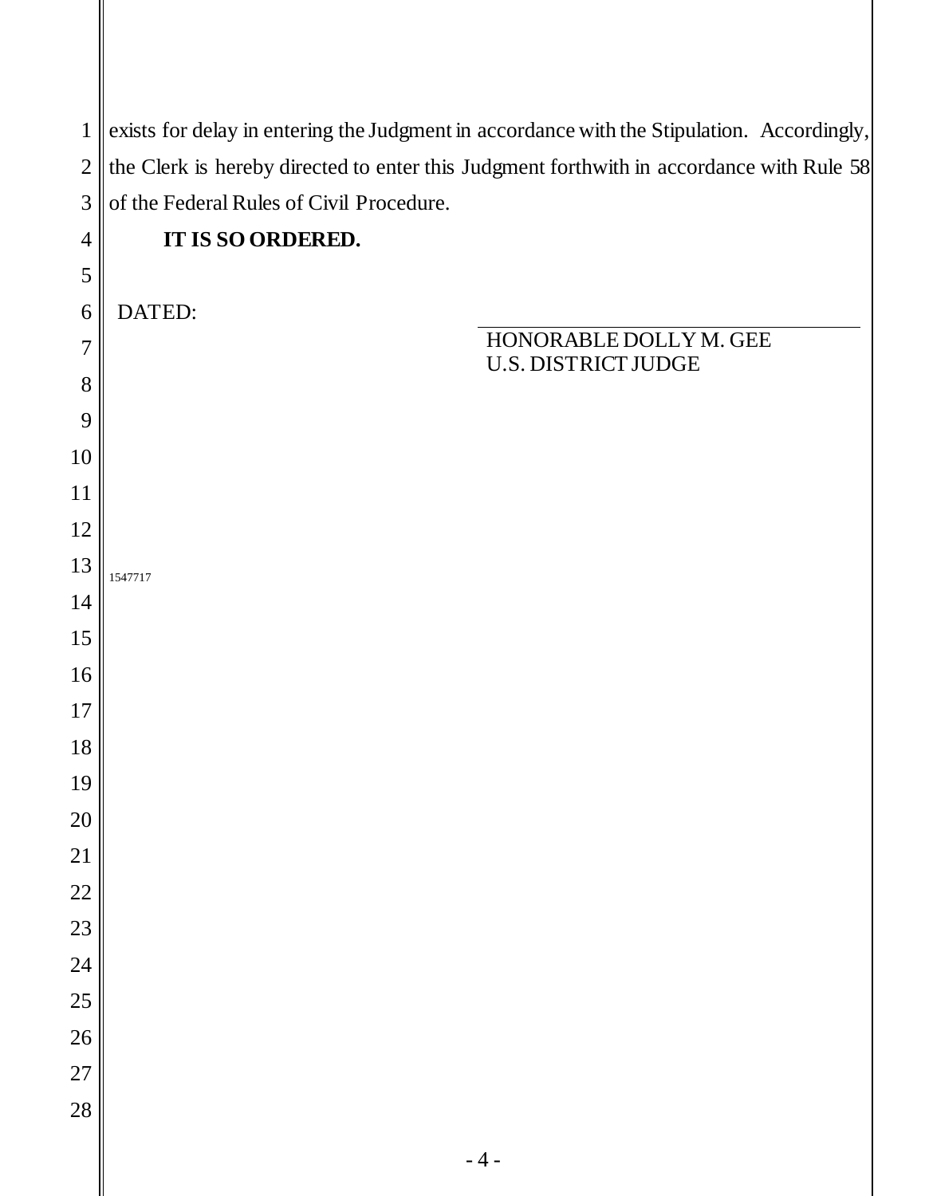exists for delay in entering the Judgment in accordance with the Stipulation. Accordingly, the Clerk is hereby directed to enter this Judgment forthwith in accordance with Rule 58 of the Federal Rules of Civil Procedure.

**IT IS SO ORDERED.**

DATED:

HONORABLE DOLLY M. GEE
U.S. DISTRICT JUDGE

1547717